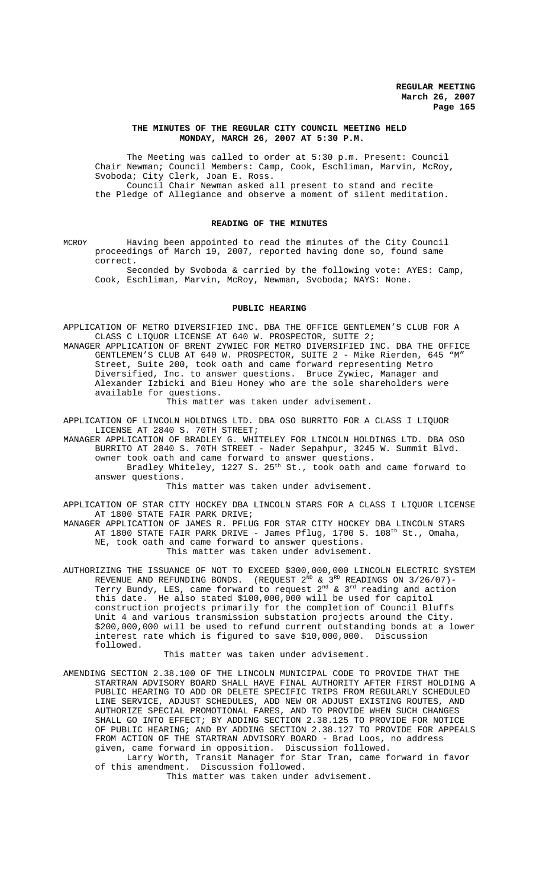# THE MINUTES OF THE REGULAR CITY COUNCIL MEETING HELD MONDAY, MARCH 26, 2007 AT 5:30 P.M.

The Meeting was called to order at 5:30 p.m. Present: Council Chair Newman; Council Members: Camp, Cook, Eschliman, Marvin, McRoy, Svoboda; City Clerk, Joan E. Ross.

Council Chair Newman asked all present to stand and recite the Pledge of Allegiance and observe a moment of silent meditation.

## READING OF THE MINUTES

MCROY Having been appointed to read the minutes of the City Council proceedings of March 19, 2007, reported having done so, found same correct.

Seconded by Svoboda & carried by the following vote: AYES: Camp, Cook, Eschliman, Marvin, McRoy, Newman, Svoboda; NAYS: None.

## PUBLIC HEARING

APPLICATION OF METRO DIVERSIFIED INC. DBA THE OFFICE GENTLEMEN'S CLUB FOR A CLASS C LIQUOR LICENSE AT 640 W. PROSPECTOR, SUITE 2;

MANAGER APPLICATION OF BRENT ZYWIEC FOR METRO DIVERSIFIED INC. DBA THE OFFICE GENTLEMEN'S CLUB AT 640 W. PROSPECTOR, SUITE 2 - Mike Rierden, 645 "M" Street, Suite 200, took oath and came forward representing Metro Diversified, Inc. to answer questions. Bruce Zywiec, Manager and Alexander Izbicki and Bieu Honey who are the sole shareholders were available for questions.

This matter was taken under advisement.

APPLICATION OF LINCOLN HOLDINGS LTD. DBA OSO BURRITO FOR A CLASS I LIQUOR LICENSE AT 2840 S. 70TH STREET;

MANAGER APPLICATION OF BRADLEY G. WHITELEY FOR LINCOLN HOLDINGS LTD. DBA OSO BURRITO AT 2840 S. 70TH STREET - Nader Sepahpur, 3245 W. Summit Blvd. owner took oath and came forward to answer questions.

Bradley Whiteley, 1227 S. 25th St., took oath and came forward to answer questions.

This matter was taken under advisement.

APPLICATION OF STAR CITY HOCKEY DBA LINCOLN STARS FOR A CLASS I LIQUOR LICENSE AT 1800 STATE FAIR PARK DRIVE;

MANAGER APPLICATION OF JAMES R. PFLUG FOR STAR CITY HOCKEY DBA LINCOLN STARS AT 1800 STATE FAIR PARK DRIVE - James Pflug, 1700 S. 108th St., Omaha, NE, took oath and came forward to answer questions.

This matter was taken under advisement.

AUTHORIZING THE ISSUANCE OF NOT TO EXCEED $300,000,000 LINCOLN ELECTRIC SYSTEM REVENUE AND REFUNDING BONDS. (REQUEST 2ND & 3RD READINGS ON 3/26/07)- Terry Bundy, LES, came forward to request 2nd & 3rd reading and action this date. He also stated $100,000,000 will be used for capitol construction projects primarily for the completion of Council Bluffs Unit 4 and various transmission substation projects around the City. $200,000,000 will be used to refund current outstanding bonds at a lower interest rate which is figured to save $10,000,000. Discussion followed.

This matter was taken under advisement.

AMENDING SECTION 2.38.100 OF THE LINCOLN MUNICIPAL CODE TO PROVIDE THAT THE STARTRAN ADVISORY BOARD SHALL HAVE FINAL AUTHORITY AFTER FIRST HOLDING A PUBLIC HEARING TO ADD OR DELETE SPECIFIC TRIPS FROM REGULARLY SCHEDULED LINE SERVICE, ADJUST SCHEDULES, ADD NEW OR ADJUST EXISTING ROUTES, AND AUTHORIZE SPECIAL PROMOTIONAL FARES, AND TO PROVIDE WHEN SUCH CHANGES SHALL GO INTO EFFECT; BY ADDING SECTION 2.38.125 TO PROVIDE FOR NOTICE OF PUBLIC HEARING; AND BY ADDING SECTION 2.38.127 TO PROVIDE FOR APPEALS FROM ACTION OF THE STARTRAN ADVISORY BOARD - Brad Loos, no address given, came forward in opposition. Discussion followed.

Larry Worth, Transit Manager for Star Tran, came forward in favor of this amendment. Discussion followed.

This matter was taken under advisement.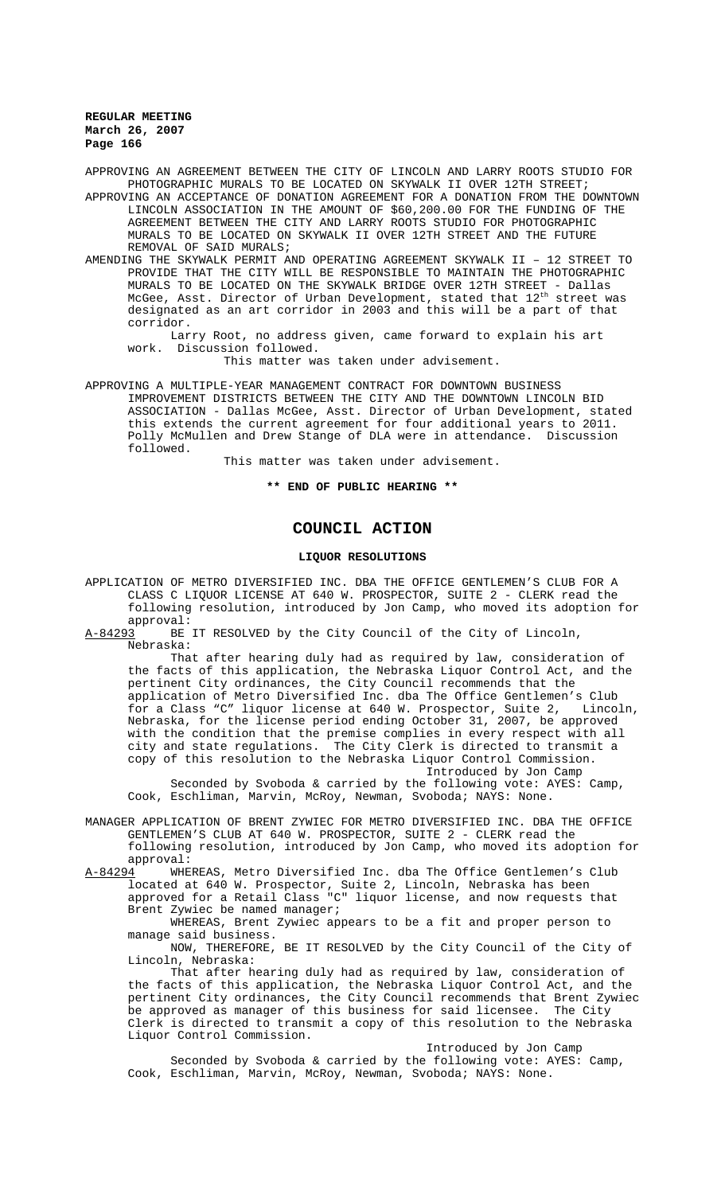APPROVING AN AGREEMENT BETWEEN THE CITY OF LINCOLN AND LARRY ROOTS STUDIO FOR PHOTOGRAPHIC MURALS TO BE LOCATED ON SKYWALK II OVER 12TH STREET;

APPROVING AN ACCEPTANCE OF DONATION AGREEMENT FOR A DONATION FROM THE DOWNTOWN LINCOLN ASSOCIATION IN THE AMOUNT OF $60,200.00 FOR THE FUNDING OF THE AGREEMENT BETWEEN THE CITY AND LARRY ROOTS STUDIO FOR PHOTOGRAPHIC MURALS TO BE LOCATED ON SKYWALK II OVER 12TH STREET AND THE FUTURE REMOVAL OF SAID MURALS;

AMENDING THE SKYWALK PERMIT AND OPERATING AGREEMENT SKYWALK II – 12 STREET TO PROVIDE THAT THE CITY WILL BE RESPONSIBLE TO MAINTAIN THE PHOTOGRAPHIC MURALS TO BE LOCATED ON THE SKYWALK BRIDGE OVER 12TH STREET - Dallas McGee, Asst. Director of Urban Development, stated that 12th street was designated as an art corridor in 2003 and this will be a part of that corridor.

Larry Root, no address given, came forward to explain his art work. Discussion followed.

This matter was taken under advisement.

APPROVING A MULTIPLE-YEAR MANAGEMENT CONTRACT FOR DOWNTOWN BUSINESS IMPROVEMENT DISTRICTS BETWEEN THE CITY AND THE DOWNTOWN LINCOLN BID ASSOCIATION - Dallas McGee, Asst. Director of Urban Development, stated this extends the current agreement for four additional years to 2011. Polly McMullen and Drew Stange of DLA were in attendance. Discussion followed.

This matter was taken under advisement.

**\*\* END OF PUBLIC HEARING \*\***

# COUNCIL ACTION

## LIQUOR RESOLUTIONS

APPLICATION OF METRO DIVERSIFIED INC. DBA THE OFFICE GENTLEMEN'S CLUB FOR A CLASS C LIQUOR LICENSE AT 640 W. PROSPECTOR, SUITE 2 - CLERK read the following resolution, introduced by Jon Camp, who moved its adoption for approval:

A-84293 BE IT RESOLVED by the City Council of the City of Lincoln, Nebraska:

That after hearing duly had as required by law, consideration of the facts of this application, the Nebraska Liquor Control Act, and the pertinent City ordinances, the City Council recommends that the application of Metro Diversified Inc. dba The Office Gentlemen's Club for a Class "C" liquor license at 640 W. Prospector, Suite 2, Lincoln, Nebraska, for the license period ending October 31, 2007, be approved with the condition that the premise complies in every respect with all city and state regulations. The City Clerk is directed to transmit a copy of this resolution to the Nebraska Liquor Control Commission.

Introduced by Jon Camp

Seconded by Svoboda & carried by the following vote: AYES: Camp, Cook, Eschliman, Marvin, McRoy, Newman, Svoboda; NAYS: None.

MANAGER APPLICATION OF BRENT ZYWIEC FOR METRO DIVERSIFIED INC. DBA THE OFFICE GENTLEMEN'S CLUB AT 640 W. PROSPECTOR, SUITE 2 - CLERK read the following resolution, introduced by Jon Camp, who moved its adoption for approval:

A-84294 WHEREAS, Metro Diversified Inc. dba The Office Gentlemen's Club located at 640 W. Prospector, Suite 2, Lincoln, Nebraska has been approved for a Retail Class "C" liquor license, and now requests that Brent Zywiec be named manager;

WHEREAS, Brent Zywiec appears to be a fit and proper person to manage said business.

NOW, THEREFORE, BE IT RESOLVED by the City Council of the City of Lincoln, Nebraska:

That after hearing duly had as required by law, consideration of the facts of this application, the Nebraska Liquor Control Act, and the pertinent City ordinances, the City Council recommends that Brent Zywiec be approved as manager of this business for said licensee. The City Clerk is directed to transmit a copy of this resolution to the Nebraska Liquor Control Commission.

Introduced by Jon Camp

Seconded by Svoboda & carried by the following vote: AYES: Camp, Cook, Eschliman, Marvin, McRoy, Newman, Svoboda; NAYS: None.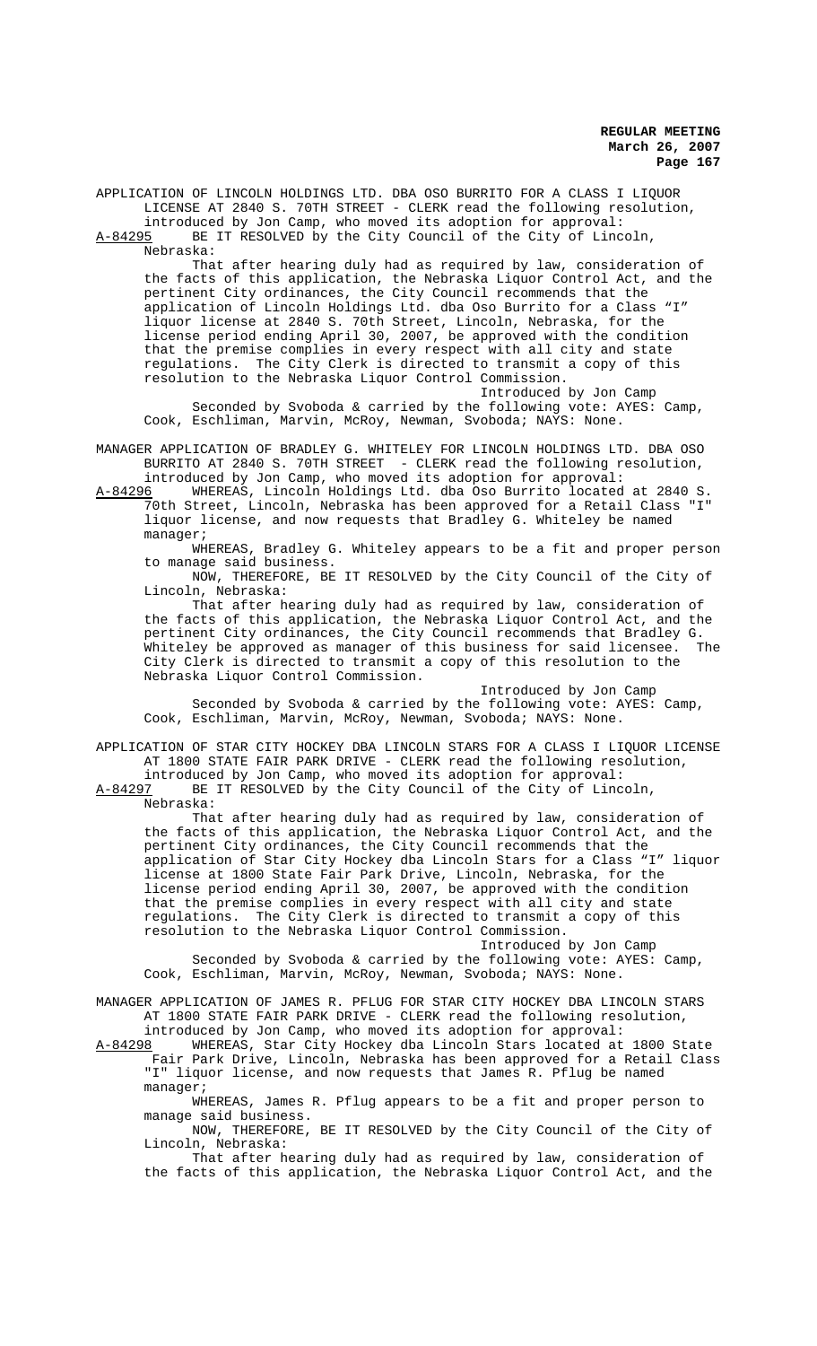APPLICATION OF LINCOLN HOLDINGS LTD. DBA OSO BURRITO FOR A CLASS I LIQUOR LICENSE AT 2840 S. 70TH STREET - CLERK read the following resolution, introduced by Jon Camp, who moved its adoption for approval:

A-84295 BE IT RESOLVED by the City Council of the City of Lincoln, Nebraska:

That after hearing duly had as required by law, consideration of the facts of this application, the Nebraska Liquor Control Act, and the pertinent City ordinances, the City Council recommends that the application of Lincoln Holdings Ltd. dba Oso Burrito for a Class "I" liquor license at 2840 S. 70th Street, Lincoln, Nebraska, for the license period ending April 30, 2007, be approved with the condition that the premise complies in every respect with all city and state regulations. The City Clerk is directed to transmit a copy of this resolution to the Nebraska Liquor Control Commission.

Introduced by Jon Camp

Seconded by Svoboda & carried by the following vote: AYES: Camp, Cook, Eschliman, Marvin, McRoy, Newman, Svoboda; NAYS: None.

MANAGER APPLICATION OF BRADLEY G. WHITELEY FOR LINCOLN HOLDINGS LTD. DBA OSO BURRITO AT 2840 S. 70TH STREET - CLERK read the following resolution, introduced by Jon Camp, who moved its adoption for approval:

A-84296 WHEREAS, Lincoln Holdings Ltd. dba Oso Burrito located at 2840 S. 70th Street, Lincoln, Nebraska has been approved for a Retail Class "I" liquor license, and now requests that Bradley G. Whiteley be named manager;

WHEREAS, Bradley G. Whiteley appears to be a fit and proper person to manage said business.

NOW, THEREFORE, BE IT RESOLVED by the City Council of the City of Lincoln, Nebraska:

That after hearing duly had as required by law, consideration of the facts of this application, the Nebraska Liquor Control Act, and the pertinent City ordinances, the City Council recommends that Bradley G. Whiteley be approved as manager of this business for said licensee. The City Clerk is directed to transmit a copy of this resolution to the Nebraska Liquor Control Commission.

Introduced by Jon Camp

Seconded by Svoboda & carried by the following vote: AYES: Camp, Cook, Eschliman, Marvin, McRoy, Newman, Svoboda; NAYS: None.

APPLICATION OF STAR CITY HOCKEY DBA LINCOLN STARS FOR A CLASS I LIQUOR LICENSE AT 1800 STATE FAIR PARK DRIVE - CLERK read the following resolution, introduced by Jon Camp, who moved its adoption for approval:

A-84297 BE IT RESOLVED by the City Council of the City of Lincoln, Nebraska:

That after hearing duly had as required by law, consideration of the facts of this application, the Nebraska Liquor Control Act, and the pertinent City ordinances, the City Council recommends that the application of Star City Hockey dba Lincoln Stars for a Class "I" liquor license at 1800 State Fair Park Drive, Lincoln, Nebraska, for the license period ending April 30, 2007, be approved with the condition that the premise complies in every respect with all city and state regulations. The City Clerk is directed to transmit a copy of this resolution to the Nebraska Liquor Control Commission.

Introduced by Jon Camp

Seconded by Svoboda & carried by the following vote: AYES: Camp, Cook, Eschliman, Marvin, McRoy, Newman, Svoboda; NAYS: None.

MANAGER APPLICATION OF JAMES R. PFLUG FOR STAR CITY HOCKEY DBA LINCOLN STARS AT 1800 STATE FAIR PARK DRIVE - CLERK read the following resolution, introduced by Jon Camp, who moved its adoption for approval:

A-84298 WHEREAS, Star City Hockey dba Lincoln Stars located at 1800 State Fair Park Drive, Lincoln, Nebraska has been approved for a Retail Class "I" liquor license, and now requests that James R. Pflug be named manager;

WHEREAS, James R. Pflug appears to be a fit and proper person to manage said business.

NOW, THEREFORE, BE IT RESOLVED by the City Council of the City of Lincoln, Nebraska:

That after hearing duly had as required by law, consideration of the facts of this application, the Nebraska Liquor Control Act, and the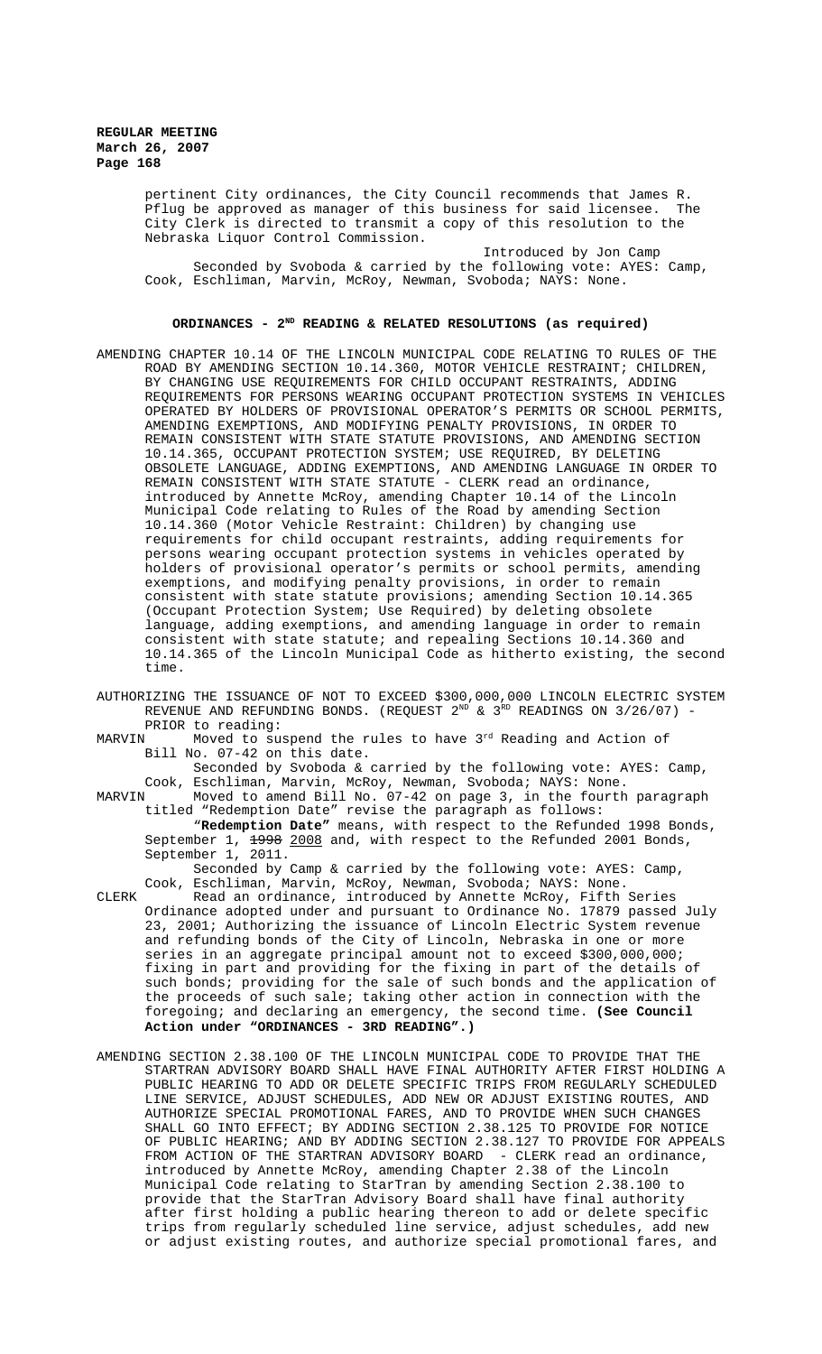pertinent City ordinances, the City Council recommends that James R. Pflug be approved as manager of this business for said licensee. The City Clerk is directed to transmit a copy of this resolution to the Nebraska Liquor Control Commission.

Introduced by Jon Camp

Seconded by Svoboda & carried by the following vote: AYES: Camp, Cook, Eschliman, Marvin, McRoy, Newman, Svoboda; NAYS: None.

## ORDINANCES - 2ND READING & RELATED RESOLUTIONS (as required)

AMENDING CHAPTER 10.14 OF THE LINCOLN MUNICIPAL CODE RELATING TO RULES OF THE ROAD BY AMENDING SECTION 10.14.360, MOTOR VEHICLE RESTRAINT; CHILDREN, BY CHANGING USE REQUIREMENTS FOR CHILD OCCUPANT RESTRAINTS, ADDING REQUIREMENTS FOR PERSONS WEARING OCCUPANT PROTECTION SYSTEMS IN VEHICLES OPERATED BY HOLDERS OF PROVISIONAL OPERATOR'S PERMITS OR SCHOOL PERMITS, AMENDING EXEMPTIONS, AND MODIFYING PENALTY PROVISIONS, IN ORDER TO REMAIN CONSISTENT WITH STATE STATUTE PROVISIONS, AND AMENDING SECTION 10.14.365, OCCUPANT PROTECTION SYSTEM; USE REQUIRED, BY DELETING OBSOLETE LANGUAGE, ADDING EXEMPTIONS, AND AMENDING LANGUAGE IN ORDER TO REMAIN CONSISTENT WITH STATE STATUTE - CLERK read an ordinance, introduced by Annette McRoy, amending Chapter 10.14 of the Lincoln Municipal Code relating to Rules of the Road by amending Section 10.14.360 (Motor Vehicle Restraint: Children) by changing use requirements for child occupant restraints, adding requirements for persons wearing occupant protection systems in vehicles operated by holders of provisional operator's permits or school permits, amending exemptions, and modifying penalty provisions, in order to remain consistent with state statute provisions; amending Section 10.14.365 (Occupant Protection System; Use Required) by deleting obsolete language, adding exemptions, and amending language in order to remain consistent with state statute; and repealing Sections 10.14.360 and 10.14.365 of the Lincoln Municipal Code as hitherto existing, the second time.

AUTHORIZING THE ISSUANCE OF NOT TO EXCEED $300,000,000 LINCOLN ELECTRIC SYSTEM REVENUE AND REFUNDING BONDS. (REQUEST 2ND & 3RD READINGS ON 3/26/07) - PRIOR to reading:

MARVIN Moved to suspend the rules to have 3rd Reading and Action of Bill No. 07-42 on this date.

Seconded by Svoboda & carried by the following vote: AYES: Camp, Cook, Eschliman, Marvin, McRoy, Newman, Svoboda; NAYS: None.

MARVIN Moved to amend Bill No. 07-42 on page 3, in the fourth paragraph titled "Redemption Date" revise the paragraph as follows:

"**Redemption Date"** means, with respect to the Refunded 1998 Bonds, September 1, ~~1998~~ <u>2008</u> and, with respect to the Refunded 2001 Bonds, September 1, 2011.

Seconded by Camp & carried by the following vote: AYES: Camp, Cook, Eschliman, Marvin, McRoy, Newman, Svoboda; NAYS: None.

CLERK Read an ordinance, introduced by Annette McRoy, Fifth Series Ordinance adopted under and pursuant to Ordinance No. 17879 passed July 23, 2001; Authorizing the issuance of Lincoln Electric System revenue and refunding bonds of the City of Lincoln, Nebraska in one or more series in an aggregate principal amount not to exceed $300,000,000; fixing in part and providing for the fixing in part of the details of such bonds; providing for the sale of such bonds and the application of the proceeds of such sale; taking other action in connection with the foregoing; and declaring an emergency, the second time. **(See Council Action under "ORDINANCES - 3RD READING".)**

AMENDING SECTION 2.38.100 OF THE LINCOLN MUNICIPAL CODE TO PROVIDE THAT THE STARTRAN ADVISORY BOARD SHALL HAVE FINAL AUTHORITY AFTER FIRST HOLDING A PUBLIC HEARING TO ADD OR DELETE SPECIFIC TRIPS FROM REGULARLY SCHEDULED LINE SERVICE, ADJUST SCHEDULES, ADD NEW OR ADJUST EXISTING ROUTES, AND AUTHORIZE SPECIAL PROMOTIONAL FARES, AND TO PROVIDE WHEN SUCH CHANGES SHALL GO INTO EFFECT; BY ADDING SECTION 2.38.125 TO PROVIDE FOR NOTICE OF PUBLIC HEARING; AND BY ADDING SECTION 2.38.127 TO PROVIDE FOR APPEALS FROM ACTION OF THE STARTRAN ADVISORY BOARD - CLERK read an ordinance, introduced by Annette McRoy, amending Chapter 2.38 of the Lincoln Municipal Code relating to StarTran by amending Section 2.38.100 to provide that the StarTran Advisory Board shall have final authority after first holding a public hearing thereon to add or delete specific trips from regularly scheduled line service, adjust schedules, add new or adjust existing routes, and authorize special promotional fares, and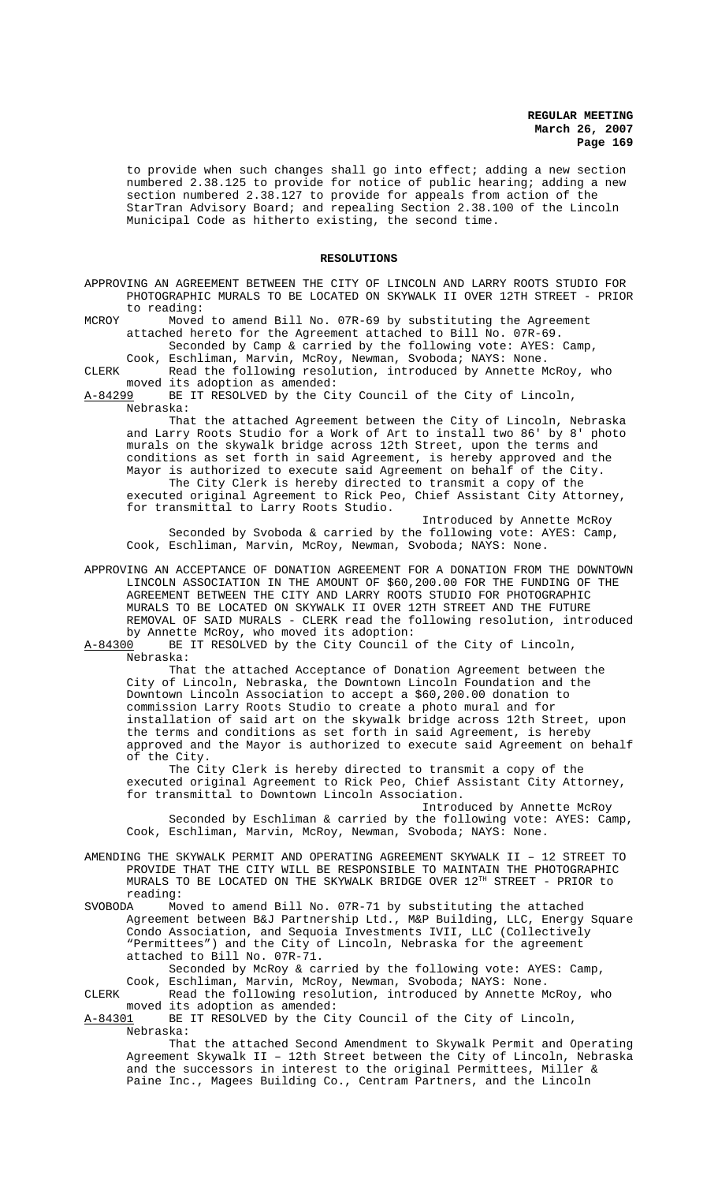to provide when such changes shall go into effect; adding a new section numbered 2.38.125 to provide for notice of public hearing; adding a new section numbered 2.38.127 to provide for appeals from action of the StarTran Advisory Board; and repealing Section 2.38.100 of the Lincoln Municipal Code as hitherto existing, the second time.

## RESOLUTIONS

APPROVING AN AGREEMENT BETWEEN THE CITY OF LINCOLN AND LARRY ROOTS STUDIO FOR PHOTOGRAPHIC MURALS TO BE LOCATED ON SKYWALK II OVER 12TH STREET - PRIOR to reading:

MCROY Moved to amend Bill No. 07R-69 by substituting the Agreement attached hereto for the Agreement attached to Bill No. 07R-69.

Seconded by Camp & carried by the following vote: AYES: Camp, Cook, Eschliman, Marvin, McRoy, Newman, Svoboda; NAYS: None.

CLERK Read the following resolution, introduced by Annette McRoy, who moved its adoption as amended:

A-84299 BE IT RESOLVED by the City Council of the City of Lincoln, Nebraska:

That the attached Agreement between the City of Lincoln, Nebraska and Larry Roots Studio for a Work of Art to install two 86' by 8' photo murals on the skywalk bridge across 12th Street, upon the terms and conditions as set forth in said Agreement, is hereby approved and the Mayor is authorized to execute said Agreement on behalf of the City.

The City Clerk is hereby directed to transmit a copy of the executed original Agreement to Rick Peo, Chief Assistant City Attorney, for transmittal to Larry Roots Studio.

Introduced by Annette McRoy

Seconded by Svoboda & carried by the following vote: AYES: Camp, Cook, Eschliman, Marvin, McRoy, Newman, Svoboda; NAYS: None.

APPROVING AN ACCEPTANCE OF DONATION AGREEMENT FOR A DONATION FROM THE DOWNTOWN LINCOLN ASSOCIATION IN THE AMOUNT OF $60,200.00 FOR THE FUNDING OF THE AGREEMENT BETWEEN THE CITY AND LARRY ROOTS STUDIO FOR PHOTOGRAPHIC MURALS TO BE LOCATED ON SKYWALK II OVER 12TH STREET AND THE FUTURE REMOVAL OF SAID MURALS - CLERK read the following resolution, introduced by Annette McRoy, who moved its adoption:

A-84300 BE IT RESOLVED by the City Council of the City of Lincoln, Nebraska:

That the attached Acceptance of Donation Agreement between the City of Lincoln, Nebraska, the Downtown Lincoln Foundation and the Downtown Lincoln Association to accept a $60,200.00 donation to commission Larry Roots Studio to create a photo mural and for installation of said art on the skywalk bridge across 12th Street, upon the terms and conditions as set forth in said Agreement, is hereby approved and the Mayor is authorized to execute said Agreement on behalf of the City.

The City Clerk is hereby directed to transmit a copy of the executed original Agreement to Rick Peo, Chief Assistant City Attorney, for transmittal to Downtown Lincoln Association.

Introduced by Annette McRoy

Seconded by Eschliman & carried by the following vote: AYES: Camp, Cook, Eschliman, Marvin, McRoy, Newman, Svoboda; NAYS: None.

AMENDING THE SKYWALK PERMIT AND OPERATING AGREEMENT SKYWALK II – 12 STREET TO PROVIDE THAT THE CITY WILL BE RESPONSIBLE TO MAINTAIN THE PHOTOGRAPHIC MURALS TO BE LOCATED ON THE SKYWALK BRIDGE OVER 12TH STREET - PRIOR to reading:

SVOBODA Moved to amend Bill No. 07R-71 by substituting the attached Agreement between B&J Partnership Ltd., M&P Building, LLC, Energy Square Condo Association, and Sequoia Investments IVII, LLC (Collectively "Permittees") and the City of Lincoln, Nebraska for the agreement attached to Bill No. 07R-71.

Seconded by McRoy & carried by the following vote: AYES: Camp, Cook, Eschliman, Marvin, McRoy, Newman, Svoboda; NAYS: None.

CLERK Read the following resolution, introduced by Annette McRoy, who moved its adoption as amended:

A-84301 BE IT RESOLVED by the City Council of the City of Lincoln, Nebraska:

That the attached Second Amendment to Skywalk Permit and Operating Agreement Skywalk II – 12th Street between the City of Lincoln, Nebraska and the successors in interest to the original Permittees, Miller & Paine Inc., Magees Building Co., Centram Partners, and the Lincoln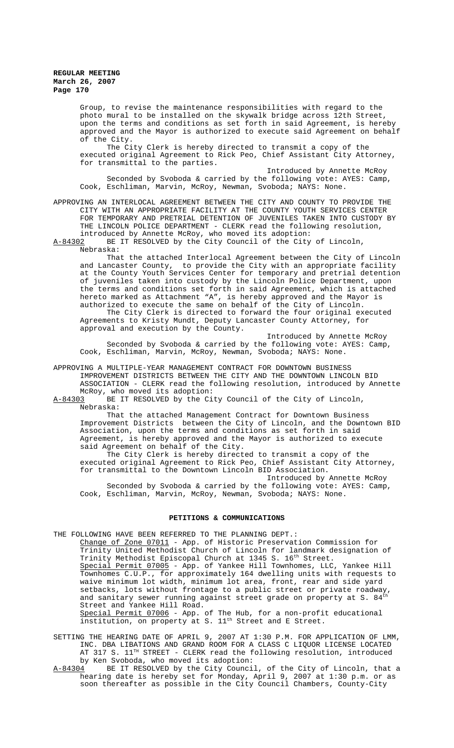Group, to revise the maintenance responsibilities with regard to the photo mural to be installed on the skywalk bridge across 12th Street, upon the terms and conditions as set forth in said Agreement, is hereby approved and the Mayor is authorized to execute said Agreement on behalf of the City.

The City Clerk is hereby directed to transmit a copy of the executed original Agreement to Rick Peo, Chief Assistant City Attorney, for transmittal to the parties.

Introduced by Annette McRoy

Seconded by Svoboda & carried by the following vote: AYES: Camp, Cook, Eschliman, Marvin, McRoy, Newman, Svoboda; NAYS: None.

APPROVING AN INTERLOCAL AGREEMENT BETWEEN THE CITY AND COUNTY TO PROVIDE THE CITY WITH AN APPROPRIATE FACILITY AT THE COUNTY YOUTH SERVICES CENTER FOR TEMPORARY AND PRETRIAL DETENTION OF JUVENILES TAKEN INTO CUSTODY BY THE LINCOLN POLICE DEPARTMENT - CLERK read the following resolution, introduced by Annette McRoy, who moved its adoption:

A-84302 BE IT RESOLVED by the City Council of the City of Lincoln, Nebraska:

That the attached Interlocal Agreement between the City of Lincoln and Lancaster County, to provide the City with an appropriate facility at the County Youth Services Center for temporary and pretrial detention of juveniles taken into custody by the Lincoln Police Department, upon the terms and conditions set forth in said Agreement, which is attached hereto marked as Attachment "A", is hereby approved and the Mayor is authorized to execute the same on behalf of the City of Lincoln.

The City Clerk is directed to forward the four original executed Agreements to Kristy Mundt, Deputy Lancaster County Attorney, for approval and execution by the County.

Introduced by Annette McRoy

Seconded by Svoboda & carried by the following vote: AYES: Camp, Cook, Eschliman, Marvin, McRoy, Newman, Svoboda; NAYS: None.

APPROVING A MULTIPLE-YEAR MANAGEMENT CONTRACT FOR DOWNTOWN BUSINESS IMPROVEMENT DISTRICTS BETWEEN THE CITY AND THE DOWNTOWN LINCOLN BID ASSOCIATION - CLERK read the following resolution, introduced by Annette McRoy, who moved its adoption:

A-84303 BE IT RESOLVED by the City Council of the City of Lincoln, Nebraska:

That the attached Management Contract for Downtown Business Improvement Districts between the City of Lincoln, and the Downtown BID Association, upon the terms and conditions as set forth in said Agreement, is hereby approved and the Mayor is authorized to execute said Agreement on behalf of the City.

The City Clerk is hereby directed to transmit a copy of the executed original Agreement to Rick Peo, Chief Assistant City Attorney, for transmittal to the Downtown Lincoln BID Association.

Introduced by Annette McRoy

Seconded by Svoboda & carried by the following vote: AYES: Camp, Cook, Eschliman, Marvin, McRoy, Newman, Svoboda; NAYS: None.

## PETITIONS & COMMUNICATIONS

THE FOLLOWING HAVE BEEN REFERRED TO THE PLANNING DEPT.:

Change of Zone 07011 - App. of Historic Preservation Commission for Trinity United Methodist Church of Lincoln for landmark designation of Trinity Methodist Episcopal Church at 1345 S. 16th Street.

Special Permit 07005 - App. of Yankee Hill Townhomes, LLC, Yankee Hill Townhomes C.U.P., for approximately 164 dwelling units with requests to waive minimum lot width, minimum lot area, front, rear and side yard setbacks, lots without frontage to a public street or private roadway, and sanitary sewer running against street grade on property at S. 84th Street and Yankee Hill Road.

Special Permit 07006 - App. of The Hub, for a non-profit educational institution, on property at S. 11th Street and E Street.

SETTING THE HEARING DATE OF APRIL 9, 2007 AT 1:30 P.M. FOR APPLICATION OF LMM, INC. DBA LIBATIONS AND GRAND ROOM FOR A CLASS C LIQUOR LICENSE LOCATED AT 317 S. 11TH STREET - CLERK read the following resolution, introduced by Ken Svoboda, who moved its adoption:

A-84304 BE IT RESOLVED by the City Council, of the City of Lincoln, that a hearing date is hereby set for Monday, April 9, 2007 at 1:30 p.m. or as soon thereafter as possible in the City Council Chambers, County-City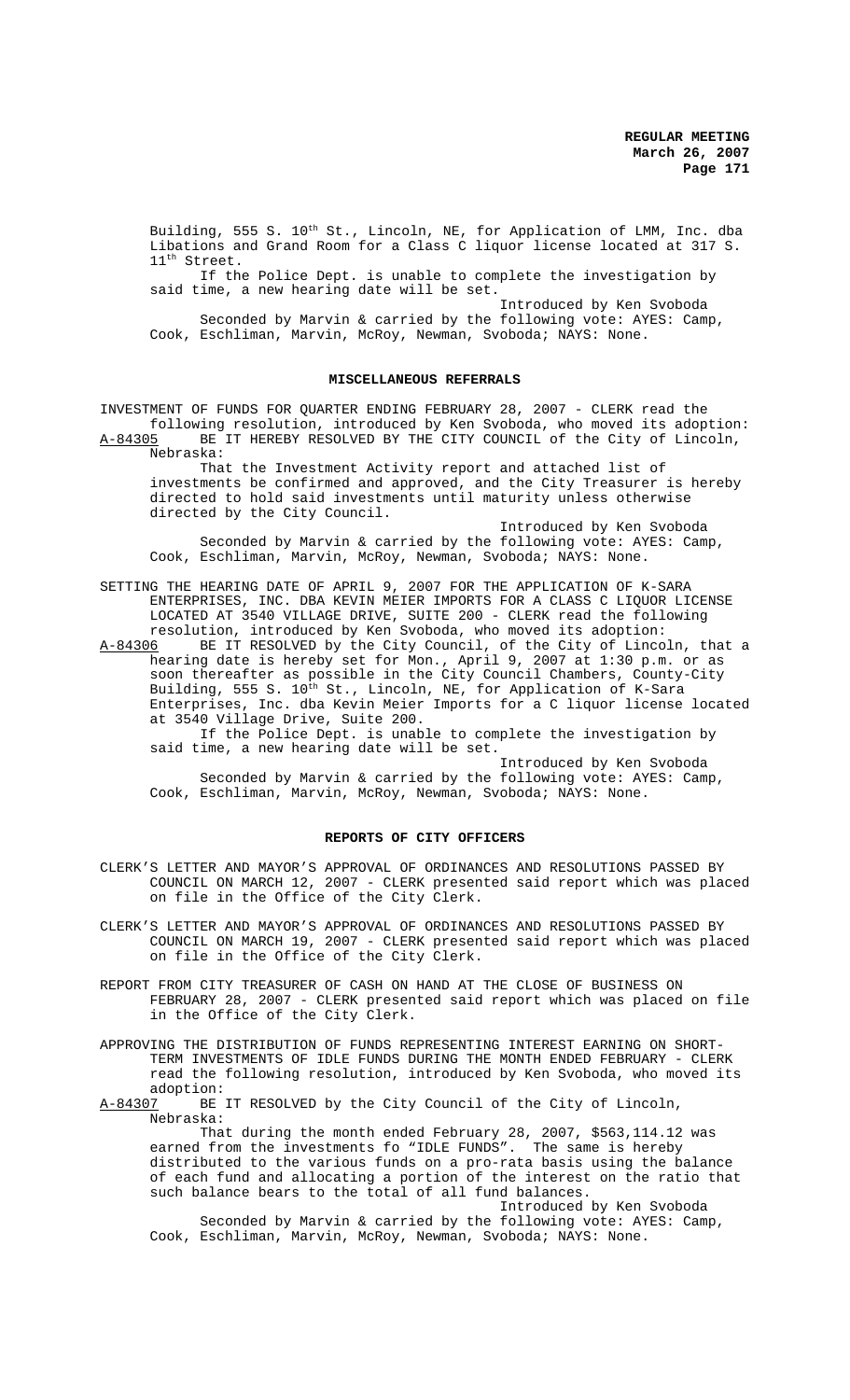Building, 555 S. 10th St., Lincoln, NE, for Application of LMM, Inc. dba Libations and Grand Room for a Class C liquor license located at 317 S. 11th Street.

If the Police Dept. is unable to complete the investigation by said time, a new hearing date will be set.

Introduced by Ken Svoboda

Seconded by Marvin & carried by the following vote: AYES: Camp, Cook, Eschliman, Marvin, McRoy, Newman, Svoboda; NAYS: None.

## MISCELLANEOUS REFERRALS

INVESTMENT OF FUNDS FOR QUARTER ENDING FEBRUARY 28, 2007 - CLERK read the following resolution, introduced by Ken Svoboda, who moved its adoption:

A-84305 BE IT HEREBY RESOLVED BY THE CITY COUNCIL of the City of Lincoln, Nebraska:

That the Investment Activity report and attached list of investments be confirmed and approved, and the City Treasurer is hereby directed to hold said investments until maturity unless otherwise directed by the City Council.

Introduced by Ken Svoboda

Seconded by Marvin & carried by the following vote: AYES: Camp, Cook, Eschliman, Marvin, McRoy, Newman, Svoboda; NAYS: None.

SETTING THE HEARING DATE OF APRIL 9, 2007 FOR THE APPLICATION OF K-SARA ENTERPRISES, INC. DBA KEVIN MEIER IMPORTS FOR A CLASS C LIQUOR LICENSE LOCATED AT 3540 VILLAGE DRIVE, SUITE 200 - CLERK read the following resolution, introduced by Ken Svoboda, who moved its adoption:

A-84306 BE IT RESOLVED by the City Council, of the City of Lincoln, that a hearing date is hereby set for Mon., April 9, 2007 at 1:30 p.m. or as soon thereafter as possible in the City Council Chambers, County-City Building, 555 S. 10th St., Lincoln, NE, for Application of K-Sara Enterprises, Inc. dba Kevin Meier Imports for a C liquor license located at 3540 Village Drive, Suite 200.

If the Police Dept. is unable to complete the investigation by said time, a new hearing date will be set.

Introduced by Ken Svoboda

Seconded by Marvin & carried by the following vote: AYES: Camp, Cook, Eschliman, Marvin, McRoy, Newman, Svoboda; NAYS: None.

## REPORTS OF CITY OFFICERS

CLERK'S LETTER AND MAYOR'S APPROVAL OF ORDINANCES AND RESOLUTIONS PASSED BY COUNCIL ON MARCH 12, 2007 - CLERK presented said report which was placed on file in the Office of the City Clerk.

CLERK'S LETTER AND MAYOR'S APPROVAL OF ORDINANCES AND RESOLUTIONS PASSED BY COUNCIL ON MARCH 19, 2007 - CLERK presented said report which was placed on file in the Office of the City Clerk.

REPORT FROM CITY TREASURER OF CASH ON HAND AT THE CLOSE OF BUSINESS ON FEBRUARY 28, 2007 - CLERK presented said report which was placed on file in the Office of the City Clerk.

APPROVING THE DISTRIBUTION OF FUNDS REPRESENTING INTEREST EARNING ON SHORT-TERM INVESTMENTS OF IDLE FUNDS DURING THE MONTH ENDED FEBRUARY - CLERK read the following resolution, introduced by Ken Svoboda, who moved its adoption:

A-84307 BE IT RESOLVED by the City Council of the City of Lincoln, Nebraska:

That during the month ended February 28, 2007, $563,114.12 was earned from the investments fo "IDLE FUNDS". The same is hereby distributed to the various funds on a pro-rata basis using the balance of each fund and allocating a portion of the interest on the ratio that such balance bears to the total of all fund balances.

Introduced by Ken Svoboda

Seconded by Marvin & carried by the following vote: AYES: Camp, Cook, Eschliman, Marvin, McRoy, Newman, Svoboda; NAYS: None.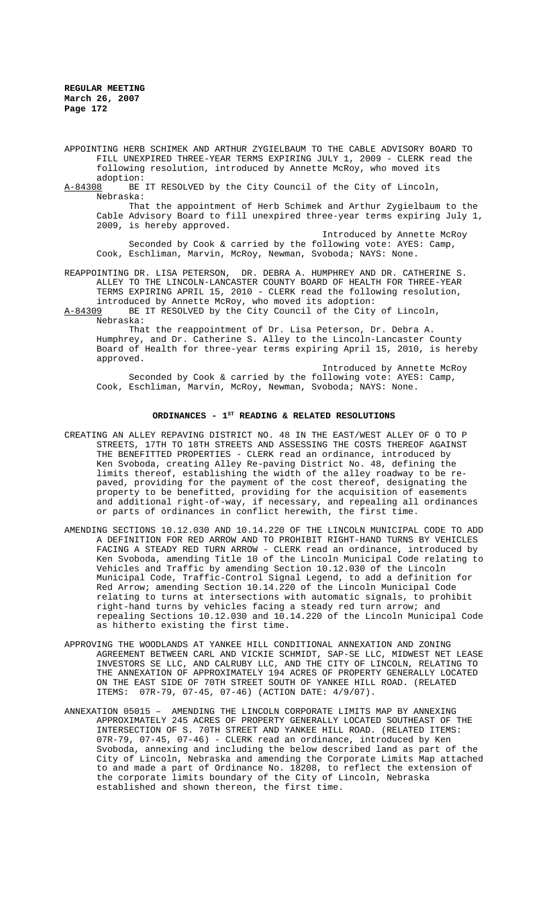APPOINTING HERB SCHIMEK AND ARTHUR ZYGIELBAUM TO THE CABLE ADVISORY BOARD TO FILL UNEXPIRED THREE-YEAR TERMS EXPIRING JULY 1, 2009 - CLERK read the following resolution, introduced by Annette McRoy, who moved its adoption:

A-84308 BE IT RESOLVED by the City Council of the City of Lincoln, Nebraska:

That the appointment of Herb Schimek and Arthur Zygielbaum to the Cable Advisory Board to fill unexpired three-year terms expiring July 1, 2009, is hereby approved.

Introduced by Annette McRoy

Seconded by Cook & carried by the following vote: AYES: Camp, Cook, Eschliman, Marvin, McRoy, Newman, Svoboda; NAYS: None.

REAPPOINTING DR. LISA PETERSON, DR. DEBRA A. HUMPHREY AND DR. CATHERINE S. ALLEY TO THE LINCOLN-LANCASTER COUNTY BOARD OF HEALTH FOR THREE-YEAR TERMS EXPIRING APRIL 15, 2010 - CLERK read the following resolution, introduced by Annette McRoy, who moved its adoption:

A-84309 BE IT RESOLVED by the City Council of the City of Lincoln, Nebraska:

That the reappointment of Dr. Lisa Peterson, Dr. Debra A. Humphrey, and Dr. Catherine S. Alley to the Lincoln-Lancaster County Board of Health for three-year terms expiring April 15, 2010, is hereby approved.

Introduced by Annette McRoy

Seconded by Cook & carried by the following vote: AYES: Camp, Cook, Eschliman, Marvin, McRoy, Newman, Svoboda; NAYS: None.

## ORDINANCES - 1ST READING & RELATED RESOLUTIONS

CREATING AN ALLEY REPAVING DISTRICT NO. 48 IN THE EAST/WEST ALLEY OF O TO P STREETS, 17TH TO 18TH STREETS AND ASSESSING THE COSTS THEREOF AGAINST THE BENEFITTED PROPERTIES - CLERK read an ordinance, introduced by Ken Svoboda, creating Alley Re-paving District No. 48, defining the limits thereof, establishing the width of the alley roadway to be re-paved, providing for the payment of the cost thereof, designating the property to be benefitted, providing for the acquisition of easements and additional right-of-way, if necessary, and repealing all ordinances or parts of ordinances in conflict herewith, the first time.

AMENDING SECTIONS 10.12.030 AND 10.14.220 OF THE LINCOLN MUNICIPAL CODE TO ADD A DEFINITION FOR RED ARROW AND TO PROHIBIT RIGHT-HAND TURNS BY VEHICLES FACING A STEADY RED TURN ARROW - CLERK read an ordinance, introduced by Ken Svoboda, amending Title 10 of the Lincoln Municipal Code relating to Vehicles and Traffic by amending Section 10.12.030 of the Lincoln Municipal Code, Traffic-Control Signal Legend, to add a definition for Red Arrow; amending Section 10.14.220 of the Lincoln Municipal Code relating to turns at intersections with automatic signals, to prohibit right-hand turns by vehicles facing a steady red turn arrow; and repealing Sections 10.12.030 and 10.14.220 of the Lincoln Municipal Code as hitherto existing the first time.

APPROVING THE WOODLANDS AT YANKEE HILL CONDITIONAL ANNEXATION AND ZONING AGREEMENT BETWEEN CARL AND VICKIE SCHMIDT, SAP-SE LLC, MIDWEST NET LEASE INVESTORS SE LLC, AND CALRUBY LLC, AND THE CITY OF LINCOLN, RELATING TO THE ANNEXATION OF APPROXIMATELY 194 ACRES OF PROPERTY GENERALLY LOCATED ON THE EAST SIDE OF 70TH STREET SOUTH OF YANKEE HILL ROAD. (RELATED ITEMS: 07R-79, 07-45, 07-46) (ACTION DATE: 4/9/07).

ANNEXATION 05015 – AMENDING THE LINCOLN CORPORATE LIMITS MAP BY ANNEXING APPROXIMATELY 245 ACRES OF PROPERTY GENERALLY LOCATED SOUTHEAST OF THE INTERSECTION OF S. 70TH STREET AND YANKEE HILL ROAD. (RELATED ITEMS: 07R-79, 07-45, 07-46) - CLERK read an ordinance, introduced by Ken Svoboda, annexing and including the below described land as part of the City of Lincoln, Nebraska and amending the Corporate Limits Map attached to and made a part of Ordinance No. 18208, to reflect the extension of the corporate limits boundary of the City of Lincoln, Nebraska established and shown thereon, the first time.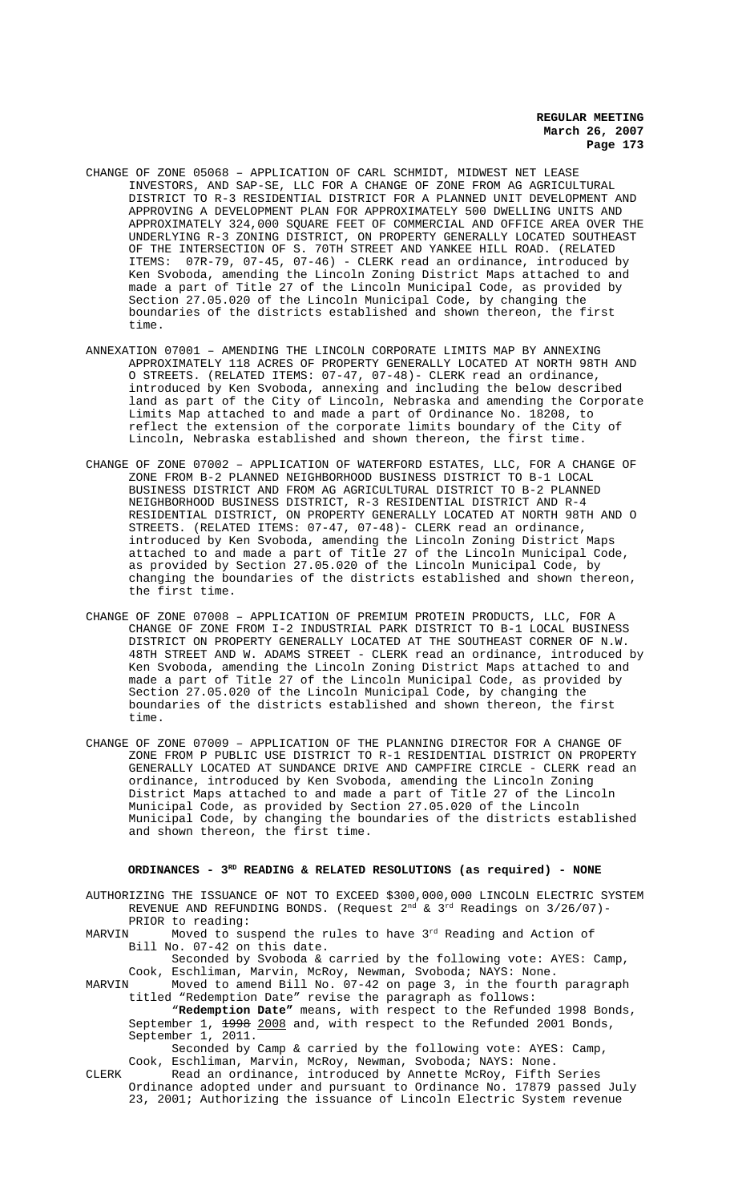CHANGE OF ZONE 05068 – APPLICATION OF CARL SCHMIDT, MIDWEST NET LEASE INVESTORS, AND SAP-SE, LLC FOR A CHANGE OF ZONE FROM AG AGRICULTURAL DISTRICT TO R-3 RESIDENTIAL DISTRICT FOR A PLANNED UNIT DEVELOPMENT AND APPROVING A DEVELOPMENT PLAN FOR APPROXIMATELY 500 DWELLING UNITS AND APPROXIMATELY 324,000 SQUARE FEET OF COMMERCIAL AND OFFICE AREA OVER THE UNDERLYING R-3 ZONING DISTRICT, ON PROPERTY GENERALLY LOCATED SOUTHEAST OF THE INTERSECTION OF S. 70TH STREET AND YANKEE HILL ROAD. (RELATED ITEMS: 07R-79, 07-45, 07-46) - CLERK read an ordinance, introduced by Ken Svoboda, amending the Lincoln Zoning District Maps attached to and made a part of Title 27 of the Lincoln Municipal Code, as provided by Section 27.05.020 of the Lincoln Municipal Code, by changing the boundaries of the districts established and shown thereon, the first time.

ANNEXATION 07001 – AMENDING THE LINCOLN CORPORATE LIMITS MAP BY ANNEXING APPROXIMATELY 118 ACRES OF PROPERTY GENERALLY LOCATED AT NORTH 98TH AND O STREETS. (RELATED ITEMS: 07-47, 07-48)- CLERK read an ordinance, introduced by Ken Svoboda, annexing and including the below described land as part of the City of Lincoln, Nebraska and amending the Corporate Limits Map attached to and made a part of Ordinance No. 18208, to reflect the extension of the corporate limits boundary of the City of Lincoln, Nebraska established and shown thereon, the first time.

CHANGE OF ZONE 07002 – APPLICATION OF WATERFORD ESTATES, LLC, FOR A CHANGE OF ZONE FROM B-2 PLANNED NEIGHBORHOOD BUSINESS DISTRICT TO B-1 LOCAL BUSINESS DISTRICT AND FROM AG AGRICULTURAL DISTRICT TO B-2 PLANNED NEIGHBORHOOD BUSINESS DISTRICT, R-3 RESIDENTIAL DISTRICT AND R-4 RESIDENTIAL DISTRICT, ON PROPERTY GENERALLY LOCATED AT NORTH 98TH AND O STREETS. (RELATED ITEMS: 07-47, 07-48)- CLERK read an ordinance, introduced by Ken Svoboda, amending the Lincoln Zoning District Maps attached to and made a part of Title 27 of the Lincoln Municipal Code, as provided by Section 27.05.020 of the Lincoln Municipal Code, by changing the boundaries of the districts established and shown thereon, the first time.

CHANGE OF ZONE 07008 – APPLICATION OF PREMIUM PROTEIN PRODUCTS, LLC, FOR A CHANGE OF ZONE FROM I-2 INDUSTRIAL PARK DISTRICT TO B-1 LOCAL BUSINESS DISTRICT ON PROPERTY GENERALLY LOCATED AT THE SOUTHEAST CORNER OF N.W. 48TH STREET AND W. ADAMS STREET - CLERK read an ordinance, introduced by Ken Svoboda, amending the Lincoln Zoning District Maps attached to and made a part of Title 27 of the Lincoln Municipal Code, as provided by Section 27.05.020 of the Lincoln Municipal Code, by changing the boundaries of the districts established and shown thereon, the first time.

CHANGE OF ZONE 07009 – APPLICATION OF THE PLANNING DIRECTOR FOR A CHANGE OF ZONE FROM P PUBLIC USE DISTRICT TO R-1 RESIDENTIAL DISTRICT ON PROPERTY GENERALLY LOCATED AT SUNDANCE DRIVE AND CAMPFIRE CIRCLE - CLERK read an ordinance, introduced by Ken Svoboda, amending the Lincoln Zoning District Maps attached to and made a part of Title 27 of the Lincoln Municipal Code, as provided by Section 27.05.020 of the Lincoln Municipal Code, by changing the boundaries of the districts established and shown thereon, the first time.

## ORDINANCES - 3RD READING & RELATED RESOLUTIONS (as required) - NONE

AUTHORIZING THE ISSUANCE OF NOT TO EXCEED $300,000,000 LINCOLN ELECTRIC SYSTEM REVENUE AND REFUNDING BONDS. (Request 2nd & 3rd Readings on 3/26/07)- PRIOR to reading:

MARVIN Moved to suspend the rules to have 3rd Reading and Action of Bill No. 07-42 on this date.

Seconded by Svoboda & carried by the following vote: AYES: Camp, Cook, Eschliman, Marvin, McRoy, Newman, Svoboda; NAYS: None.

MARVIN Moved to amend Bill No. 07-42 on page 3, in the fourth paragraph titled "Redemption Date" revise the paragraph as follows:

"**Redemption Date"** means, with respect to the Refunded 1998 Bonds, September 1, ~~1998~~ 2008 and, with respect to the Refunded 2001 Bonds, September 1, 2011.

Seconded by Camp & carried by the following vote: AYES: Camp, Cook, Eschliman, Marvin, McRoy, Newman, Svoboda; NAYS: None.

CLERK Read an ordinance, introduced by Annette McRoy, Fifth Series Ordinance adopted under and pursuant to Ordinance No. 17879 passed July 23, 2001; Authorizing the issuance of Lincoln Electric System revenue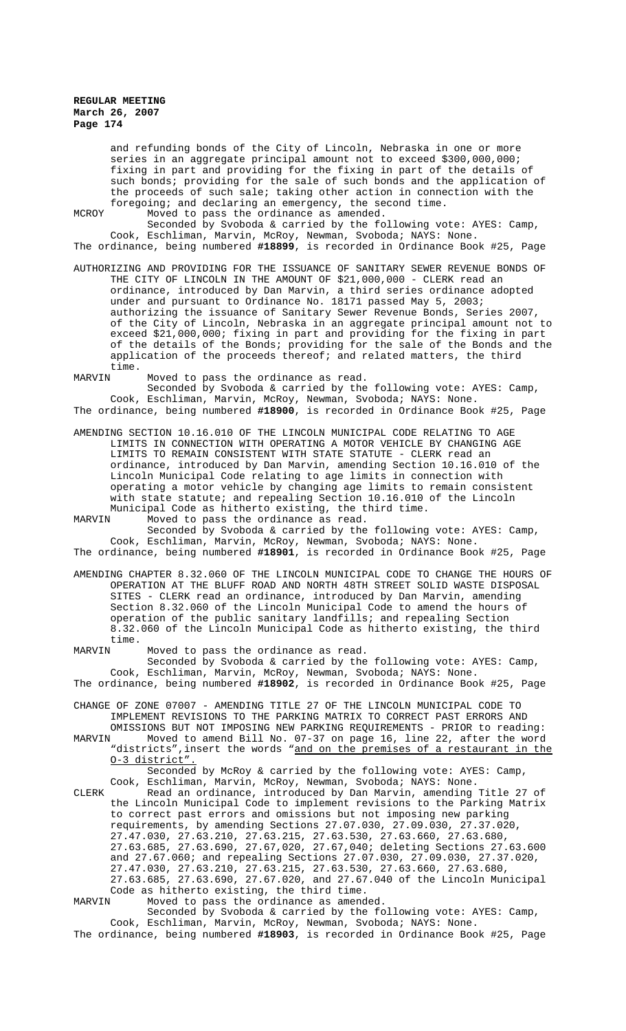and refunding bonds of the City of Lincoln, Nebraska in one or more series in an aggregate principal amount not to exceed $300,000,000; fixing in part and providing for the fixing in part of the details of such bonds; providing for the sale of such bonds and the application of the proceeds of such sale; taking other action in connection with the foregoing; and declaring an emergency, the second time.

MCROY Moved to pass the ordinance as amended.

Seconded by Svoboda & carried by the following vote: AYES: Camp, Cook, Eschliman, Marvin, McRoy, Newman, Svoboda; NAYS: None.

The ordinance, being numbered **#18899**, is recorded in Ordinance Book #25, Page

AUTHORIZING AND PROVIDING FOR THE ISSUANCE OF SANITARY SEWER REVENUE BONDS OF THE CITY OF LINCOLN IN THE AMOUNT OF $21,000,000 - CLERK read an ordinance, introduced by Dan Marvin, a third series ordinance adopted under and pursuant to Ordinance No. 18171 passed May 5, 2003; authorizing the issuance of Sanitary Sewer Revenue Bonds, Series 2007, of the City of Lincoln, Nebraska in an aggregate principal amount not to exceed $21,000,000; fixing in part and providing for the fixing in part of the details of the Bonds; providing for the sale of the Bonds and the application of the proceeds thereof; and related matters, the third time.

MARVIN Moved to pass the ordinance as read.

Seconded by Svoboda & carried by the following vote: AYES: Camp, Cook, Eschliman, Marvin, McRoy, Newman, Svoboda; NAYS: None.

The ordinance, being numbered **#18900**, is recorded in Ordinance Book #25, Page

AMENDING SECTION 10.16.010 OF THE LINCOLN MUNICIPAL CODE RELATING TO AGE LIMITS IN CONNECTION WITH OPERATING A MOTOR VEHICLE BY CHANGING AGE LIMITS TO REMAIN CONSISTENT WITH STATE STATUTE - CLERK read an ordinance, introduced by Dan Marvin, amending Section 10.16.010 of the Lincoln Municipal Code relating to age limits in connection with operating a motor vehicle by changing age limits to remain consistent with state statute; and repealing Section 10.16.010 of the Lincoln Municipal Code as hitherto existing, the third time.

MARVIN Moved to pass the ordinance as read.

Seconded by Svoboda & carried by the following vote: AYES: Camp, Cook, Eschliman, Marvin, McRoy, Newman, Svoboda; NAYS: None.

The ordinance, being numbered **#18901**, is recorded in Ordinance Book #25, Page

AMENDING CHAPTER 8.32.060 OF THE LINCOLN MUNICIPAL CODE TO CHANGE THE HOURS OF OPERATION AT THE BLUFF ROAD AND NORTH 48TH STREET SOLID WASTE DISPOSAL SITES - CLERK read an ordinance, introduced by Dan Marvin, amending Section 8.32.060 of the Lincoln Municipal Code to amend the hours of operation of the public sanitary landfills; and repealing Section 8.32.060 of the Lincoln Municipal Code as hitherto existing, the third time.

MARVIN Moved to pass the ordinance as read.

Seconded by Svoboda & carried by the following vote: AYES: Camp, Cook, Eschliman, Marvin, McRoy, Newman, Svoboda; NAYS: None.

The ordinance, being numbered **#18902**, is recorded in Ordinance Book #25, Page

CHANGE OF ZONE 07007 - AMENDING TITLE 27 OF THE LINCOLN MUNICIPAL CODE TO IMPLEMENT REVISIONS TO THE PARKING MATRIX TO CORRECT PAST ERRORS AND OMISSIONS BUT NOT IMPOSING NEW PARKING REQUIREMENTS - PRIOR to reading:

MARVIN Moved to amend Bill No. 07-37 on page 16, line 22, after the word "districts", insert the words "and on the premises of a restaurant in the O-3 district".

Seconded by McRoy & carried by the following vote: AYES: Camp, Cook, Eschliman, Marvin, McRoy, Newman, Svoboda; NAYS: None.

CLERK Read an ordinance, introduced by Dan Marvin, amending Title 27 of the Lincoln Municipal Code to implement revisions to the Parking Matrix to correct past errors and omissions but not imposing new parking requirements, by amending Sections 27.07.030, 27.09.030, 27.37.020, 27.47.030, 27.63.210, 27.63.215, 27.63.530, 27.63.660, 27.63.680, 27.63.685, 27.63.690, 27.67,020, 27.67,040; deleting Sections 27.63.600 and 27.67.060; and repealing Sections 27.07.030, 27.09.030, 27.37.020, 27.47.030, 27.63.210, 27.63.215, 27.63.530, 27.63.660, 27.63.680, 27.63.685, 27.63.690, 27.67.020, and 27.67.040 of the Lincoln Municipal Code as hitherto existing, the third time.

MARVIN Moved to pass the ordinance as amended.

Seconded by Svoboda & carried by the following vote: AYES: Camp, Cook, Eschliman, Marvin, McRoy, Newman, Svoboda; NAYS: None.

The ordinance, being numbered **#18903**, is recorded in Ordinance Book #25, Page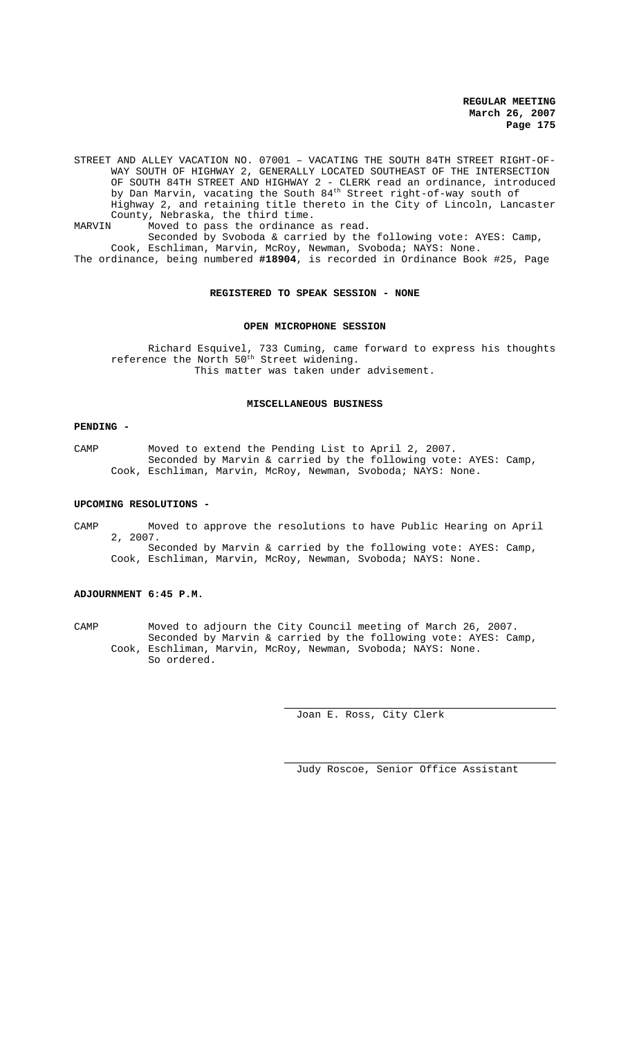STREET AND ALLEY VACATION NO. 07001 – VACATING THE SOUTH 84TH STREET RIGHT-OF-WAY SOUTH OF HIGHWAY 2, GENERALLY LOCATED SOUTHEAST OF THE INTERSECTION OF SOUTH 84TH STREET AND HIGHWAY 2 - CLERK read an ordinance, introduced by Dan Marvin, vacating the South 84th Street right-of-way south of Highway 2, and retaining title thereto in the City of Lincoln, Lancaster County, Nebraska, the third time.

MARVIN Moved to pass the ordinance as read.
Seconded by Svoboda & carried by the following vote: AYES: Camp, Cook, Eschliman, Marvin, McRoy, Newman, Svoboda; NAYS: None.

The ordinance, being numbered **#18904**, is recorded in Ordinance Book #25, Page

## REGISTERED TO SPEAK SESSION - NONE

## OPEN MICROPHONE SESSION

Richard Esquivel, 733 Cuming, came forward to express his thoughts reference the North 50th Street widening.
This matter was taken under advisement.

## MISCELLANEOUS BUSINESS

**PENDING -**

CAMP Moved to extend the Pending List to April 2, 2007.
Seconded by Marvin & carried by the following vote: AYES: Camp, Cook, Eschliman, Marvin, McRoy, Newman, Svoboda; NAYS: None.

**UPCOMING RESOLUTIONS -**

CAMP Moved to approve the resolutions to have Public Hearing on April 2, 2007.
Seconded by Marvin & carried by the following vote: AYES: Camp, Cook, Eschliman, Marvin, McRoy, Newman, Svoboda; NAYS: None.

**ADJOURNMENT 6:45 P.M.**

CAMP Moved to adjourn the City Council meeting of March 26, 2007.
Seconded by Marvin & carried by the following vote: AYES: Camp, Cook, Eschliman, Marvin, McRoy, Newman, Svoboda; NAYS: None.
So ordered.

Joan E. Ross, City Clerk

Judy Roscoe, Senior Office Assistant